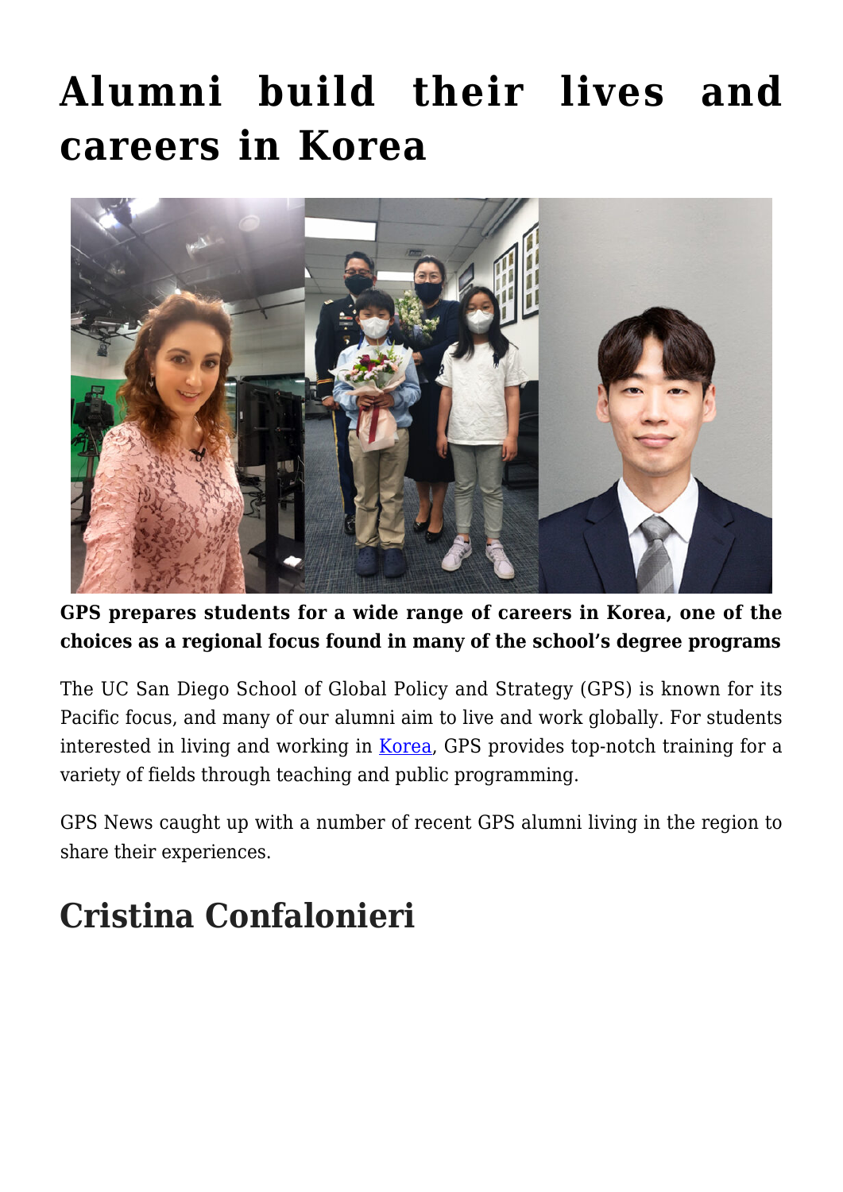# Alumni build their lives and careers in Korea

**GPS prepares students for a wide range of careers in Korea, one of the choices as a regional focus found in many of the school's degree programs**

The UC San Diego School of Global Policy and Strategy (GPS) is known for its Pacific focus, and many of our alumni aim to live and work globally. For students interested in living and working in Korea, GPS provides top-notch training for a variety of fields through teaching and public programming.

GPS News caught up with a number of recent GPS alumni living in the region to share their experiences.

## Cristina Confalonieri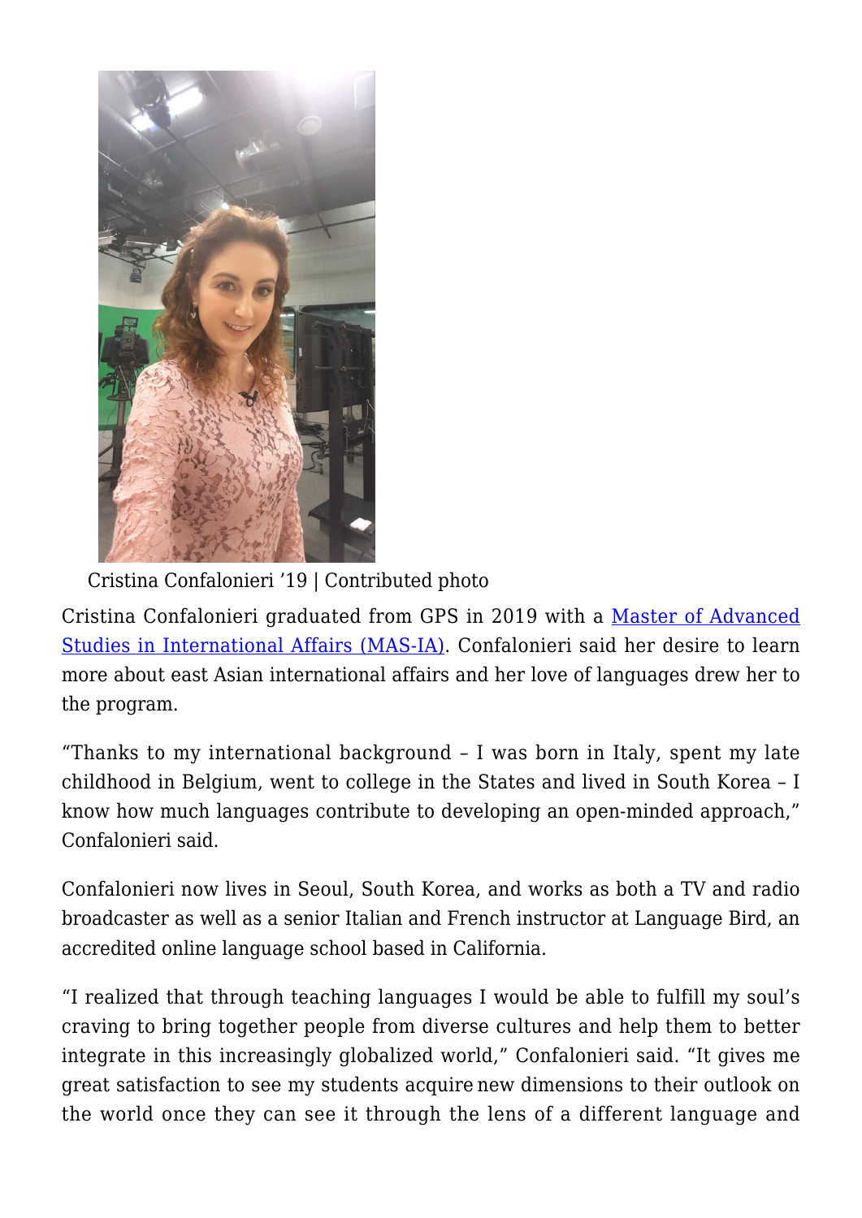Cristina Confalonieri '19 | Contributed photo

Cristina Confalonieri graduated from GPS in 2019 with a [Master of Advanced Studies in International Affairs (MAS-IA)](). Confalonieri said her desire to learn more about east Asian international affairs and her love of languages drew her to the program.

"Thanks to my international background – I was born in Italy, spent my late childhood in Belgium, went to college in the States and lived in South Korea – I know how much languages contribute to developing an open-minded approach," Confalonieri said.

Confalonieri now lives in Seoul, South Korea, and works as both a TV and radio broadcaster as well as a senior Italian and French instructor at Language Bird, an accredited online language school based in California.

"I realized that through teaching languages I would be able to fulfill my soul's craving to bring together people from diverse cultures and help them to better integrate in this increasingly globalized world," Confalonieri said. "It gives me great satisfaction to see my students acquire new dimensions to their outlook on the world once they can see it through the lens of a different language and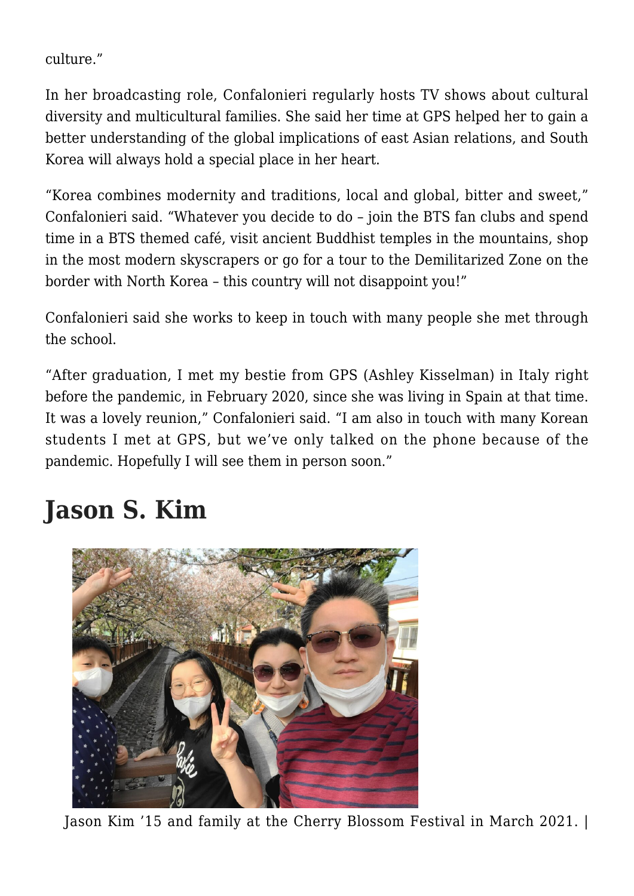culture."

In her broadcasting role, Confalonieri regularly hosts TV shows about cultural diversity and multicultural families. She said her time at GPS helped her to gain a better understanding of the global implications of east Asian relations, and South Korea will always hold a special place in her heart.

"Korea combines modernity and traditions, local and global, bitter and sweet," Confalonieri said. "Whatever you decide to do – join the BTS fan clubs and spend time in a BTS themed café, visit ancient Buddhist temples in the mountains, shop in the most modern skyscrapers or go for a tour to the Demilitarized Zone on the border with North Korea – this country will not disappoint you!"

Confalonieri said she works to keep in touch with many people she met through the school.

"After graduation, I met my bestie from GPS (Ashley Kisselman) in Italy right before the pandemic, in February 2020, since she was living in Spain at that time. It was a lovely reunion," Confalonieri said. "I am also in touch with many Korean students I met at GPS, but we've only talked on the phone because of the pandemic. Hopefully I will see them in person soon."

## Jason S. Kim

Jason Kim '15 and family at the Cherry Blossom Festival in March 2021. |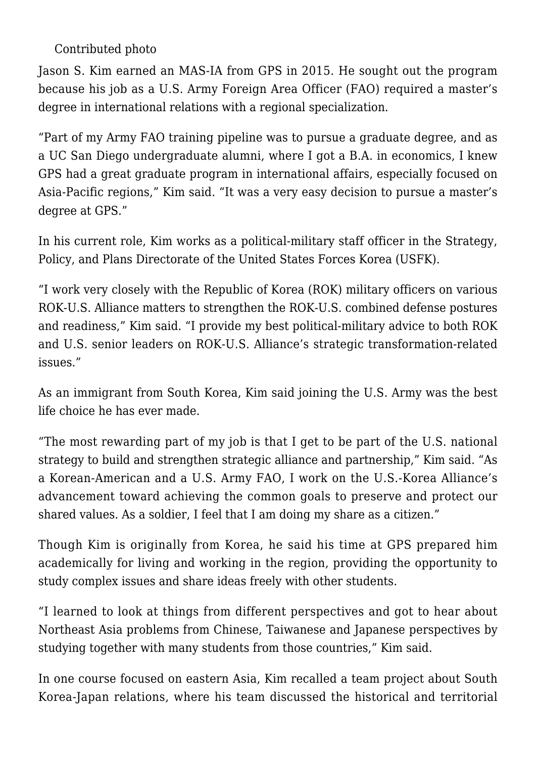Contributed photo

Jason S. Kim earned an MAS-IA from GPS in 2015. He sought out the program because his job as a U.S. Army Foreign Area Officer (FAO) required a master's degree in international relations with a regional specialization.

"Part of my Army FAO training pipeline was to pursue a graduate degree, and as a UC San Diego undergraduate alumni, where I got a B.A. in economics, I knew GPS had a great graduate program in international affairs, especially focused on Asia-Pacific regions," Kim said. "It was a very easy decision to pursue a master's degree at GPS."

In his current role, Kim works as a political-military staff officer in the Strategy, Policy, and Plans Directorate of the United States Forces Korea (USFK).

"I work very closely with the Republic of Korea (ROK) military officers on various ROK-U.S. Alliance matters to strengthen the ROK-U.S. combined defense postures and readiness," Kim said. "I provide my best political-military advice to both ROK and U.S. senior leaders on ROK-U.S. Alliance's strategic transformation-related issues."

As an immigrant from South Korea, Kim said joining the U.S. Army was the best life choice he has ever made.

"The most rewarding part of my job is that I get to be part of the U.S. national strategy to build and strengthen strategic alliance and partnership," Kim said. "As a Korean-American and a U.S. Army FAO, I work on the U.S.-Korea Alliance's advancement toward achieving the common goals to preserve and protect our shared values. As a soldier, I feel that I am doing my share as a citizen."

Though Kim is originally from Korea, he said his time at GPS prepared him academically for living and working in the region, providing the opportunity to study complex issues and share ideas freely with other students.

"I learned to look at things from different perspectives and got to hear about Northeast Asia problems from Chinese, Taiwanese and Japanese perspectives by studying together with many students from those countries," Kim said.

In one course focused on eastern Asia, Kim recalled a team project about South Korea-Japan relations, where his team discussed the historical and territorial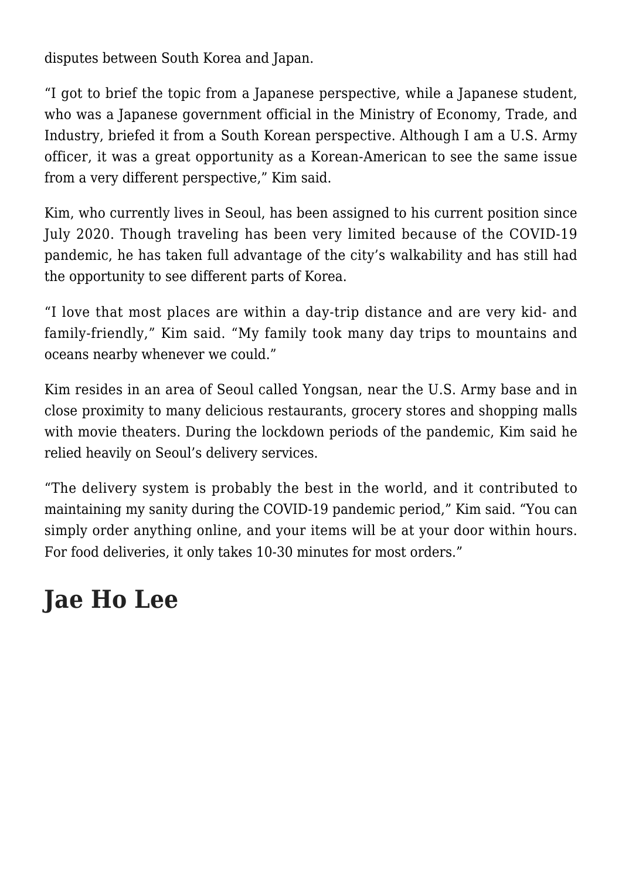disputes between South Korea and Japan.

"I got to brief the topic from a Japanese perspective, while a Japanese student, who was a Japanese government official in the Ministry of Economy, Trade, and Industry, briefed it from a South Korean perspective. Although I am a U.S. Army officer, it was a great opportunity as a Korean-American to see the same issue from a very different perspective," Kim said.

Kim, who currently lives in Seoul, has been assigned to his current position since July 2020. Though traveling has been very limited because of the COVID-19 pandemic, he has taken full advantage of the city's walkability and has still had the opportunity to see different parts of Korea.

"I love that most places are within a day-trip distance and are very kid- and family-friendly," Kim said. "My family took many day trips to mountains and oceans nearby whenever we could."

Kim resides in an area of Seoul called Yongsan, near the U.S. Army base and in close proximity to many delicious restaurants, grocery stores and shopping malls with movie theaters. During the lockdown periods of the pandemic, Kim said he relied heavily on Seoul's delivery services.

"The delivery system is probably the best in the world, and it contributed to maintaining my sanity during the COVID-19 pandemic period," Kim said. "You can simply order anything online, and your items will be at your door within hours. For food deliveries, it only takes 10-30 minutes for most orders."

## Jae Ho Lee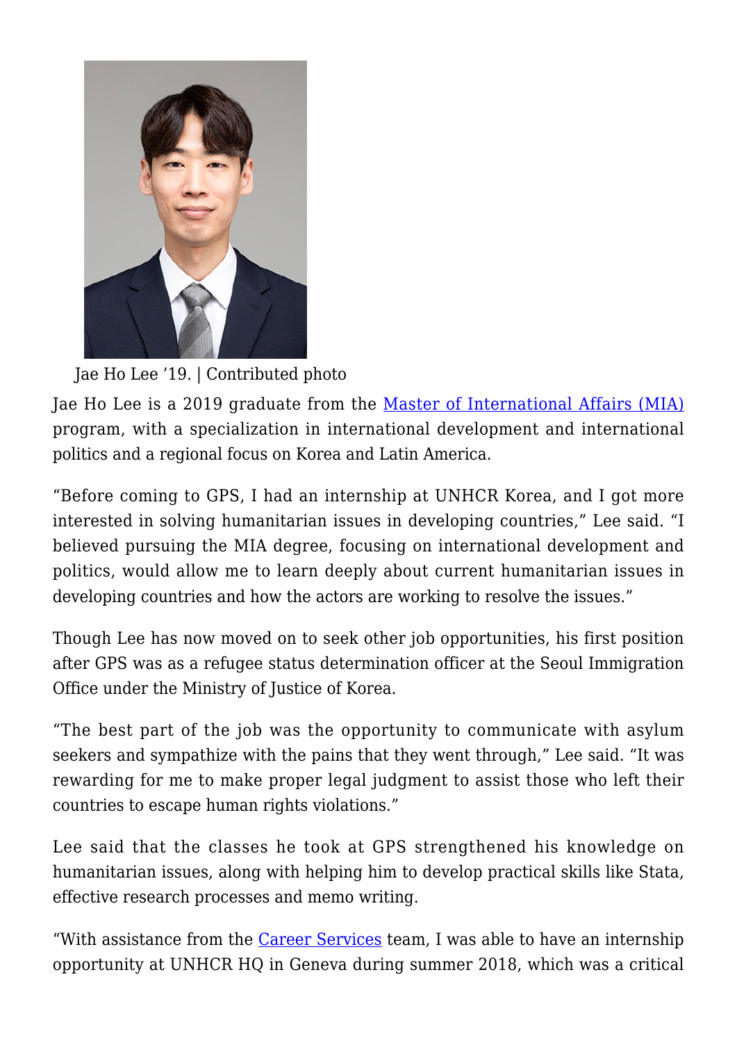Jae Ho Lee '19. | Contributed photo

Jae Ho Lee is a 2019 graduate from the Master of International Affairs (MIA) program, with a specialization in international development and international politics and a regional focus on Korea and Latin America.

"Before coming to GPS, I had an internship at UNHCR Korea, and I got more interested in solving humanitarian issues in developing countries," Lee said. "I believed pursuing the MIA degree, focusing on international development and politics, would allow me to learn deeply about current humanitarian issues in developing countries and how the actors are working to resolve the issues."

Though Lee has now moved on to seek other job opportunities, his first position after GPS was as a refugee status determination officer at the Seoul Immigration Office under the Ministry of Justice of Korea.

"The best part of the job was the opportunity to communicate with asylum seekers and sympathize with the pains that they went through," Lee said. "It was rewarding for me to make proper legal judgment to assist those who left their countries to escape human rights violations."

Lee said that the classes he took at GPS strengthened his knowledge on humanitarian issues, along with helping him to develop practical skills like Stata, effective research processes and memo writing.

"With assistance from the Career Services team, I was able to have an internship opportunity at UNHCR HQ in Geneva during summer 2018, which was a critical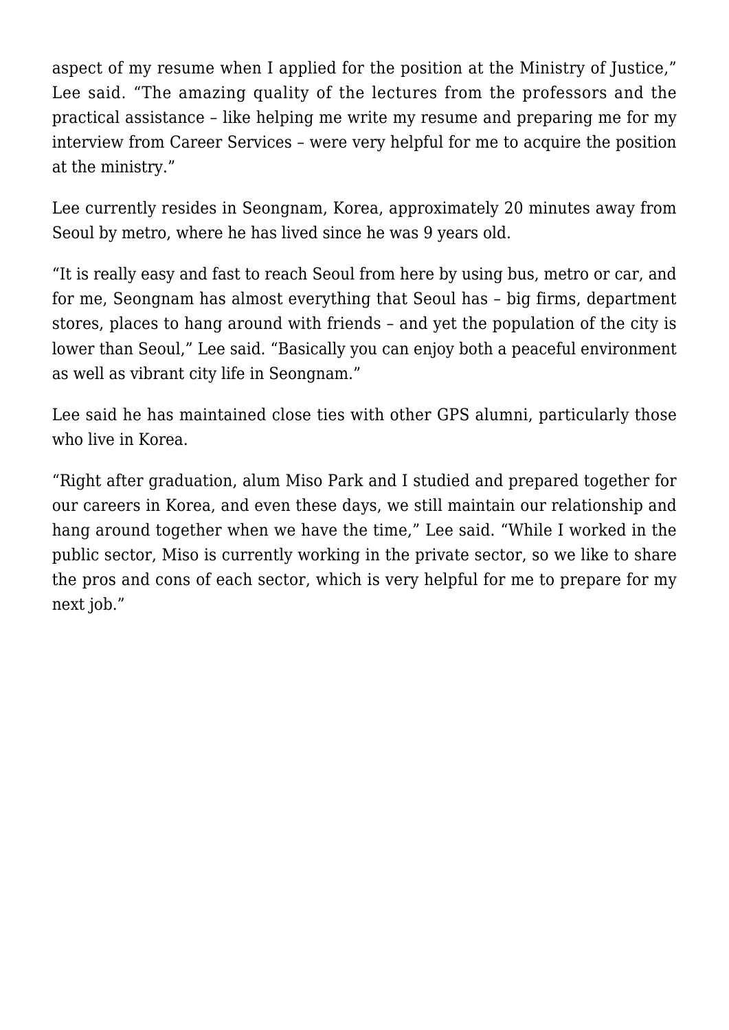aspect of my resume when I applied for the position at the Ministry of Justice," Lee said. "The amazing quality of the lectures from the professors and the practical assistance – like helping me write my resume and preparing me for my interview from Career Services – were very helpful for me to acquire the position at the ministry."

Lee currently resides in Seongnam, Korea, approximately 20 minutes away from Seoul by metro, where he has lived since he was 9 years old.

"It is really easy and fast to reach Seoul from here by using bus, metro or car, and for me, Seongnam has almost everything that Seoul has – big firms, department stores, places to hang around with friends – and yet the population of the city is lower than Seoul," Lee said. "Basically you can enjoy both a peaceful environment as well as vibrant city life in Seongnam."

Lee said he has maintained close ties with other GPS alumni, particularly those who live in Korea.

"Right after graduation, alum Miso Park and I studied and prepared together for our careers in Korea, and even these days, we still maintain our relationship and hang around together when we have the time," Lee said. "While I worked in the public sector, Miso is currently working in the private sector, so we like to share the pros and cons of each sector, which is very helpful for me to prepare for my next job."